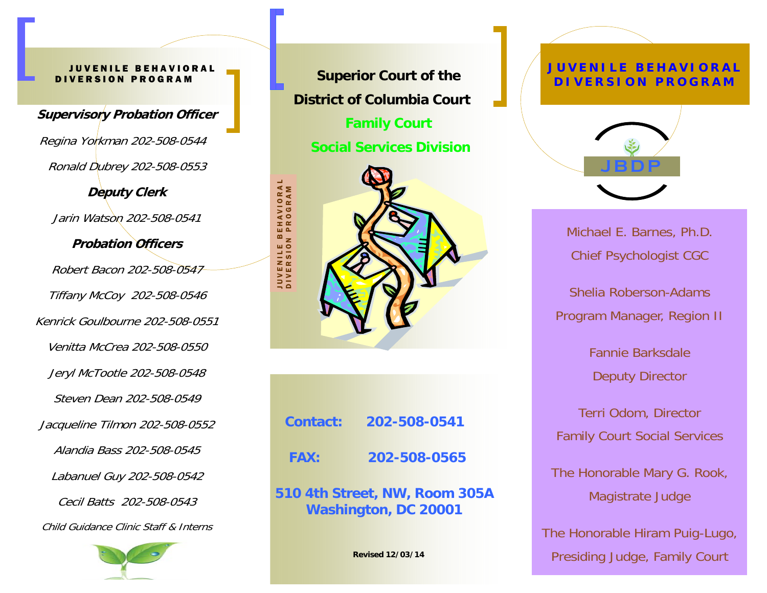## JUVENILE BEHAVIORAL DIVERSION PROGRAM

***Supervisory Probation Officer***

*Regina Yorkman 202-508-0544*

*Ronald Dubrey 202-508-0553*

***Deputy Clerk***

*Jarin Watson 202-508-0541*

***Probation Officers***

*Robert Bacon 202-508-0547*

*Tiffany McCoy 202-508-0546*

*Kenrick Goulbourne 202-508-0551*

*Venitta McCrea 202-508-0550*

*Jeryl McTootle 202-508-0548*

*Steven Dean 202-508-0549*

*Jacqueline Tilmon 202-508-0552*

*Alandia Bass 202-508-0545*

*Labanuel Guy 202-508-0542*

*Cecil Batts 202-508-0543*

*Child Guidance Clinic Staff & Interns*

# Superior Court of the District of Columbia Court

## Family Court

## Social Services Division

JUVENILE BEHAVIORAL DIVERSION PROGRAM

**Contact: 202-508-0541**

**FAX: 202-508-0565**

**510 4th Street, NW, Room 305A**
**Washington, DC 20001**

**Revised 12/03/14**

## JUVENILE BEHAVIORAL DIVERSION PROGRAM

JBDP

Michael E. Barnes, Ph.D.
Chief Psychologist CGC

Shelia Roberson-Adams
Program Manager, Region II

Fannie Barksdale
Deputy Director

Terri Odom, Director
Family Court Social Services

The Honorable Mary G. Rook,
Magistrate Judge

The Honorable Hiram Puig-Lugo,
Presiding Judge, Family Court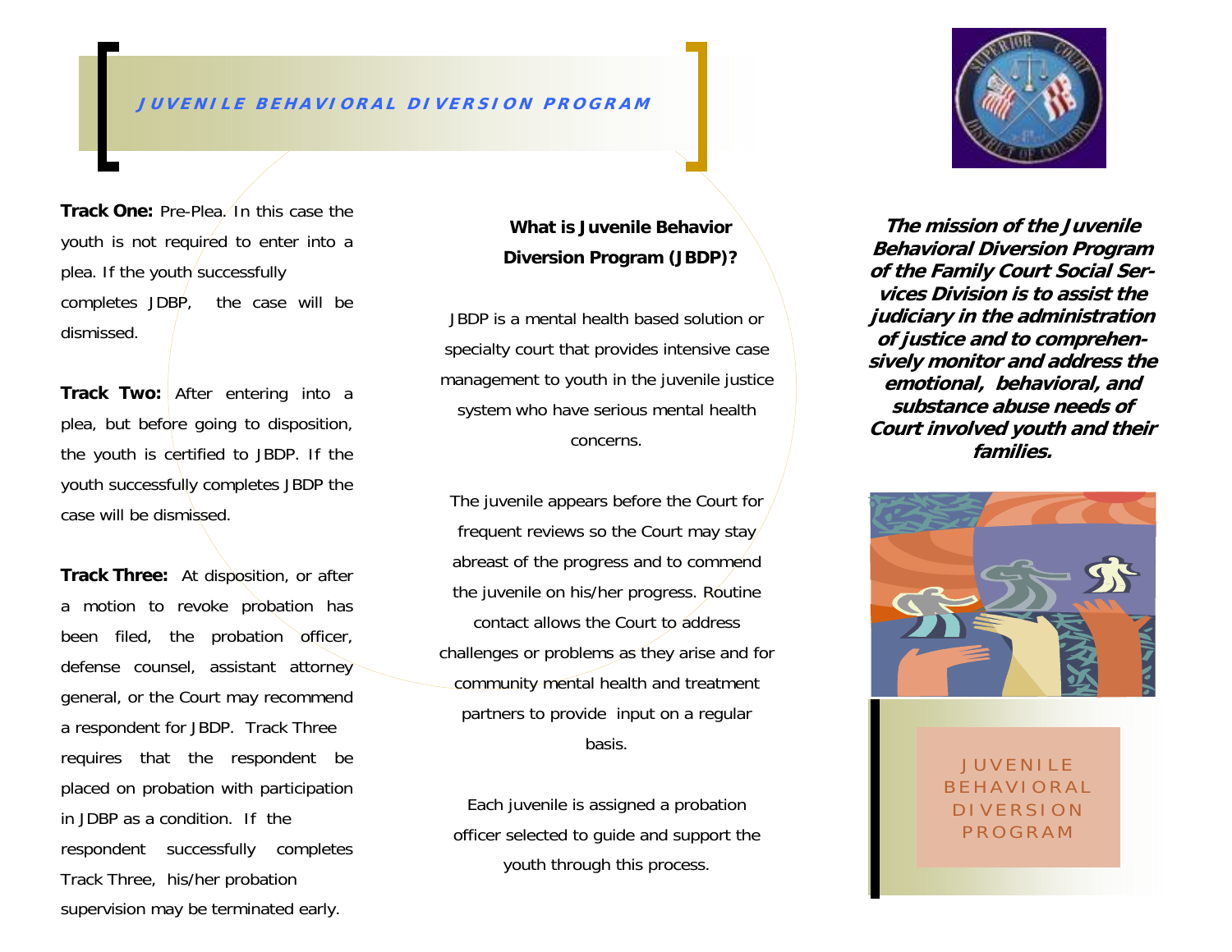# JUVENILE BEHAVIORAL DIVERSION PROGRAM

**Track One:** Pre-Plea. In this case the youth is not required to enter into a plea. If the youth successfully completes JDBP, the case will be dismissed.

**Track Two:** After entering into a plea, but before going to disposition, the youth is certified to JBDP. If the youth successfully completes JBDP the case will be dismissed.

**Track Three:** At disposition, or after a motion to revoke probation has been filed, the probation officer, defense counsel, assistant attorney general, or the Court may recommend a respondent for JBDP. Track Three requires that the respondent be placed on probation with participation in JDBP as a condition. If the respondent successfully completes Track Three, his/her probation supervision may be terminated early.

## What is Juvenile Behavior Diversion Program (JBDP)?

JBDP is a mental health based solution or specialty court that provides intensive case management to youth in the juvenile justice system who have serious mental health concerns.

The juvenile appears before the Court for frequent reviews so the Court may stay abreast of the progress and to commend the juvenile on his/her progress. Routine contact allows the Court to address challenges or problems as they arise and for community mental health and treatment partners to provide input on a regular basis.

Each juvenile is assigned a probation officer selected to guide and support the youth through this process.

***The mission of the Juvenile Behavioral Diversion Program of the Family Court Social Services Division is to assist the judiciary in the administration of justice and to comprehensively monitor and address the emotional, behavioral, and substance abuse needs of Court involved youth and their families.***

JUVENILE BEHAVIORAL DIVERSION PROGRAM